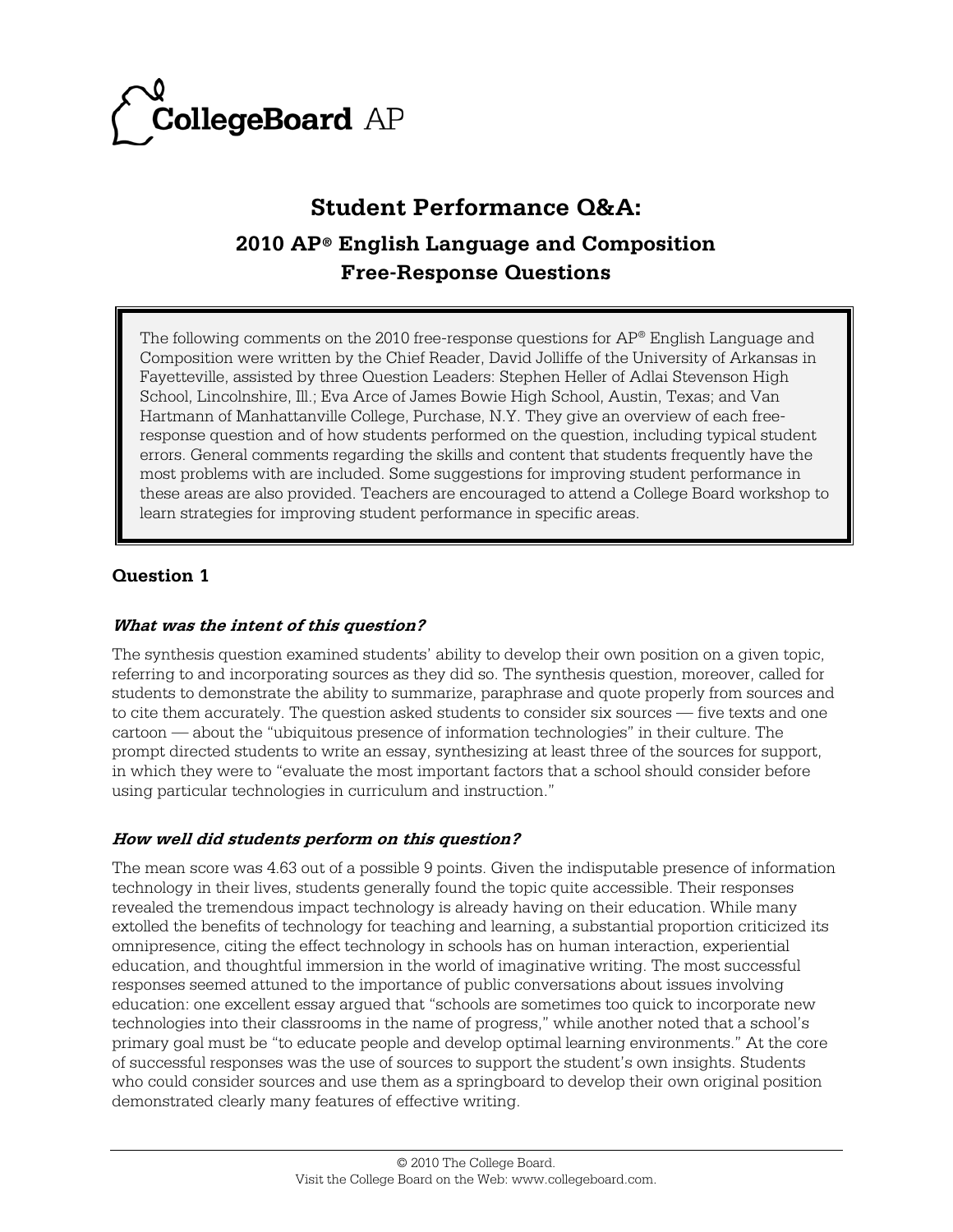# Student Performance Q&A:

## 2010 AP® English Language and Composition Free-Response Questions

The following comments on the 2010 free-response questions for AP® English Language and Composition were written by the Chief Reader, David Jolliffe of the University of Arkansas in Fayetteville, assisted by three Question Leaders: Stephen Heller of Adlai Stevenson High School, Lincolnshire, Ill.; Eva Arce of James Bowie High School, Austin, Texas; and Van Hartmann of Manhattanville College, Purchase, N.Y. They give an overview of each free-response question and of how students performed on the question, including typical student errors. General comments regarding the skills and content that students frequently have the most problems with are included. Some suggestions for improving student performance in these areas are also provided. Teachers are encouraged to attend a College Board workshop to learn strategies for improving student performance in specific areas.

### Question 1

***What was the intent of this question?***

The synthesis question examined students' ability to develop their own position on a given topic, referring to and incorporating sources as they did so. The synthesis question, moreover, called for students to demonstrate the ability to summarize, paraphrase and quote properly from sources and to cite them accurately. The question asked students to consider six sources — five texts and one cartoon — about the "ubiquitous presence of information technologies" in their culture. The prompt directed students to write an essay, synthesizing at least three of the sources for support, in which they were to "evaluate the most important factors that a school should consider before using particular technologies in curriculum and instruction."

***How well did students perform on this question?***

The mean score was 4.63 out of a possible 9 points. Given the indisputable presence of information technology in their lives, students generally found the topic quite accessible. Their responses revealed the tremendous impact technology is already having on their education. While many extolled the benefits of technology for teaching and learning, a substantial proportion criticized its omnipresence, citing the effect technology in schools has on human interaction, experiential education, and thoughtful immersion in the world of imaginative writing. The most successful responses seemed attuned to the importance of public conversations about issues involving education: one excellent essay argued that "schools are sometimes too quick to incorporate new technologies into their classrooms in the name of progress," while another noted that a school's primary goal must be "to educate people and develop optimal learning environments." At the core of successful responses was the use of sources to support the student's own insights. Students who could consider sources and use them as a springboard to develop their own original position demonstrated clearly many features of effective writing.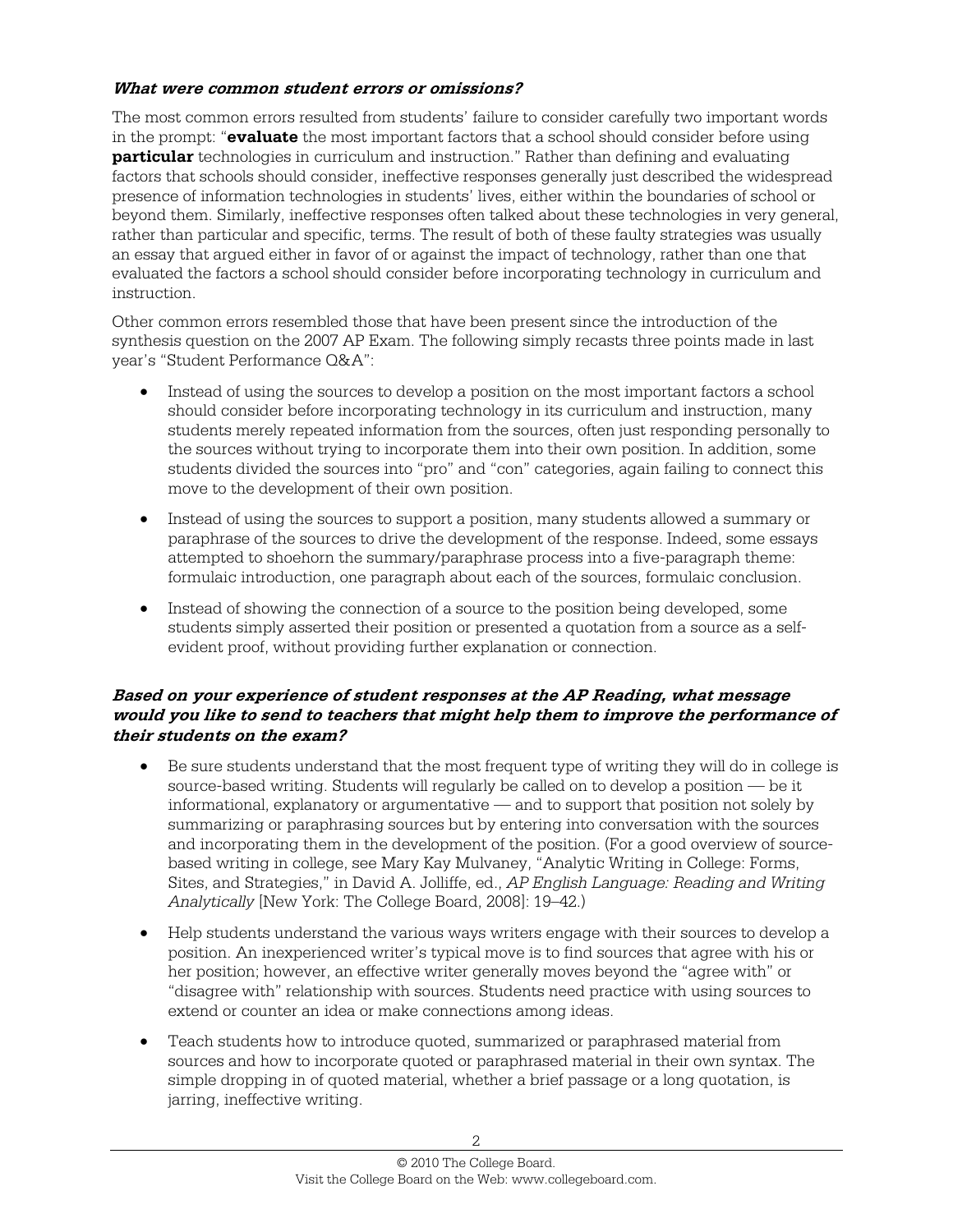### *What were common student errors or omissions?*

The most common errors resulted from students' failure to consider carefully two important words in the prompt: "**evaluate** the most important factors that a school should consider before using **particular** technologies in curriculum and instruction." Rather than defining and evaluating factors that schools should consider, ineffective responses generally just described the widespread presence of information technologies in students' lives, either within the boundaries of school or beyond them. Similarly, ineffective responses often talked about these technologies in very general, rather than particular and specific, terms. The result of both of these faulty strategies was usually an essay that argued either in favor of or against the impact of technology, rather than one that evaluated the factors a school should consider before incorporating technology in curriculum and instruction.

Other common errors resembled those that have been present since the introduction of the synthesis question on the 2007 AP Exam. The following simply recasts three points made in last year's "Student Performance Q&A":

- Instead of using the sources to develop a position on the most important factors a school should consider before incorporating technology in its curriculum and instruction, many students merely repeated information from the sources, often just responding personally to the sources without trying to incorporate them into their own position. In addition, some students divided the sources into "pro" and "con" categories, again failing to connect this move to the development of their own position.
- Instead of using the sources to support a position, many students allowed a summary or paraphrase of the sources to drive the development of the response. Indeed, some essays attempted to shoehorn the summary/paraphrase process into a five-paragraph theme: formulaic introduction, one paragraph about each of the sources, formulaic conclusion.
- Instead of showing the connection of a source to the position being developed, some students simply asserted their position or presented a quotation from a source as a self-evident proof, without providing further explanation or connection.

### *Based on your experience of student responses at the AP Reading, what message would you like to send to teachers that might help them to improve the performance of their students on the exam?*

- Be sure students understand that the most frequent type of writing they will do in college is source-based writing. Students will regularly be called on to develop a position — be it informational, explanatory or argumentative — and to support that position not solely by summarizing or paraphrasing sources but by entering into conversation with the sources and incorporating them in the development of the position. (For a good overview of source-based writing in college, see Mary Kay Mulvaney, "Analytic Writing in College: Forms, Sites, and Strategies," in David A. Jolliffe, ed., *AP English Language: Reading and Writing Analytically* [New York: The College Board, 2008]: 19–42.)
- Help students understand the various ways writers engage with their sources to develop a position. An inexperienced writer's typical move is to find sources that agree with his or her position; however, an effective writer generally moves beyond the "agree with" or "disagree with" relationship with sources. Students need practice with using sources to extend or counter an idea or make connections among ideas.
- Teach students how to introduce quoted, summarized or paraphrased material from sources and how to incorporate quoted or paraphrased material in their own syntax. The simple dropping in of quoted material, whether a brief passage or a long quotation, is jarring, ineffective writing.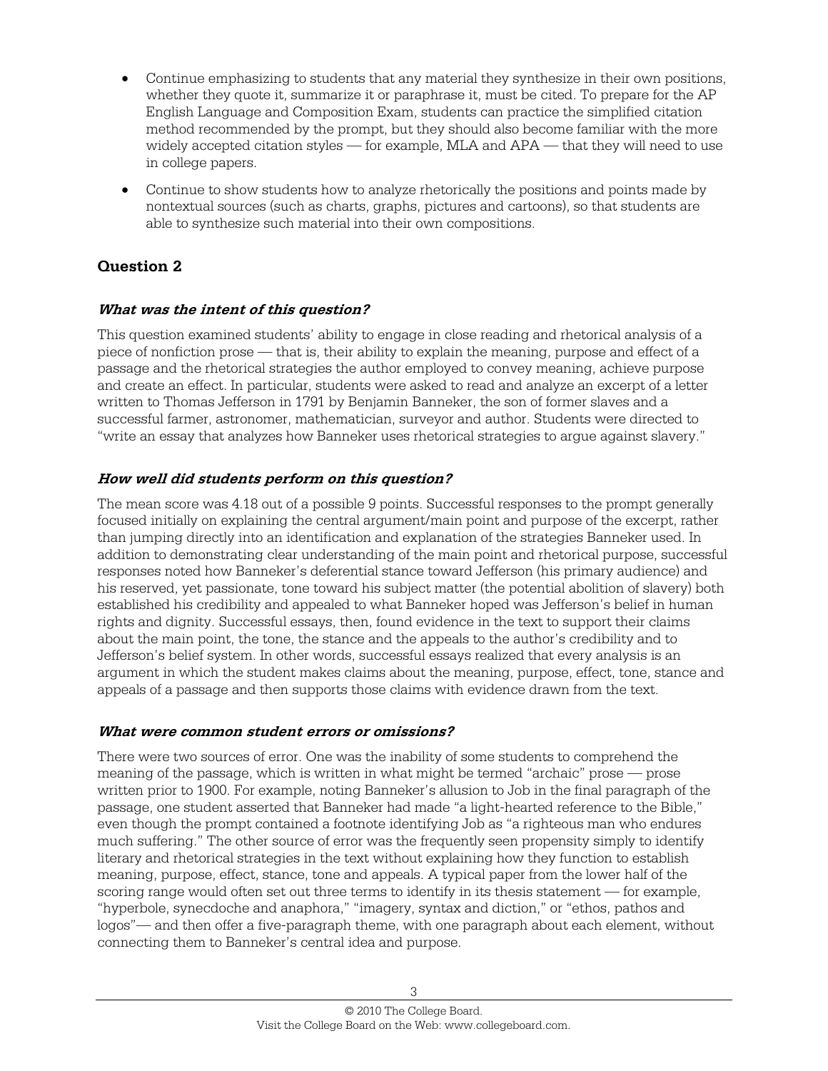- Continue emphasizing to students that any material they synthesize in their own positions, whether they quote it, summarize it or paraphrase it, must be cited. To prepare for the AP English Language and Composition Exam, students can practice the simplified citation method recommended by the prompt, but they should also become familiar with the more widely accepted citation styles — for example, MLA and APA — that they will need to use in college papers.
- Continue to show students how to analyze rhetorically the positions and points made by nontextual sources (such as charts, graphs, pictures and cartoons), so that students are able to synthesize such material into their own compositions.

## Question 2

### *What was the intent of this question?*

This question examined students' ability to engage in close reading and rhetorical analysis of a piece of nonfiction prose — that is, their ability to explain the meaning, purpose and effect of a passage and the rhetorical strategies the author employed to convey meaning, achieve purpose and create an effect. In particular, students were asked to read and analyze an excerpt of a letter written to Thomas Jefferson in 1791 by Benjamin Banneker, the son of former slaves and a successful farmer, astronomer, mathematician, surveyor and author. Students were directed to "write an essay that analyzes how Banneker uses rhetorical strategies to argue against slavery."

### *How well did students perform on this question?*

The mean score was 4.18 out of a possible 9 points. Successful responses to the prompt generally focused initially on explaining the central argument/main point and purpose of the excerpt, rather than jumping directly into an identification and explanation of the strategies Banneker used. In addition to demonstrating clear understanding of the main point and rhetorical purpose, successful responses noted how Banneker's deferential stance toward Jefferson (his primary audience) and his reserved, yet passionate, tone toward his subject matter (the potential abolition of slavery) both established his credibility and appealed to what Banneker hoped was Jefferson's belief in human rights and dignity. Successful essays, then, found evidence in the text to support their claims about the main point, the tone, the stance and the appeals to the author's credibility and to Jefferson's belief system. In other words, successful essays realized that every analysis is an argument in which the student makes claims about the meaning, purpose, effect, tone, stance and appeals of a passage and then supports those claims with evidence drawn from the text.

### *What were common student errors or omissions?*

There were two sources of error. One was the inability of some students to comprehend the meaning of the passage, which is written in what might be termed "archaic" prose — prose written prior to 1900. For example, noting Banneker's allusion to Job in the final paragraph of the passage, one student asserted that Banneker had made "a light-hearted reference to the Bible," even though the prompt contained a footnote identifying Job as "a righteous man who endures much suffering." The other source of error was the frequently seen propensity simply to identify literary and rhetorical strategies in the text without explaining how they function to establish meaning, purpose, effect, stance, tone and appeals. A typical paper from the lower half of the scoring range would often set out three terms to identify in its thesis statement — for example, "hyperbole, synecdoche and anaphora," "imagery, syntax and diction," or "ethos, pathos and logos"— and then offer a five-paragraph theme, with one paragraph about each element, without connecting them to Banneker's central idea and purpose.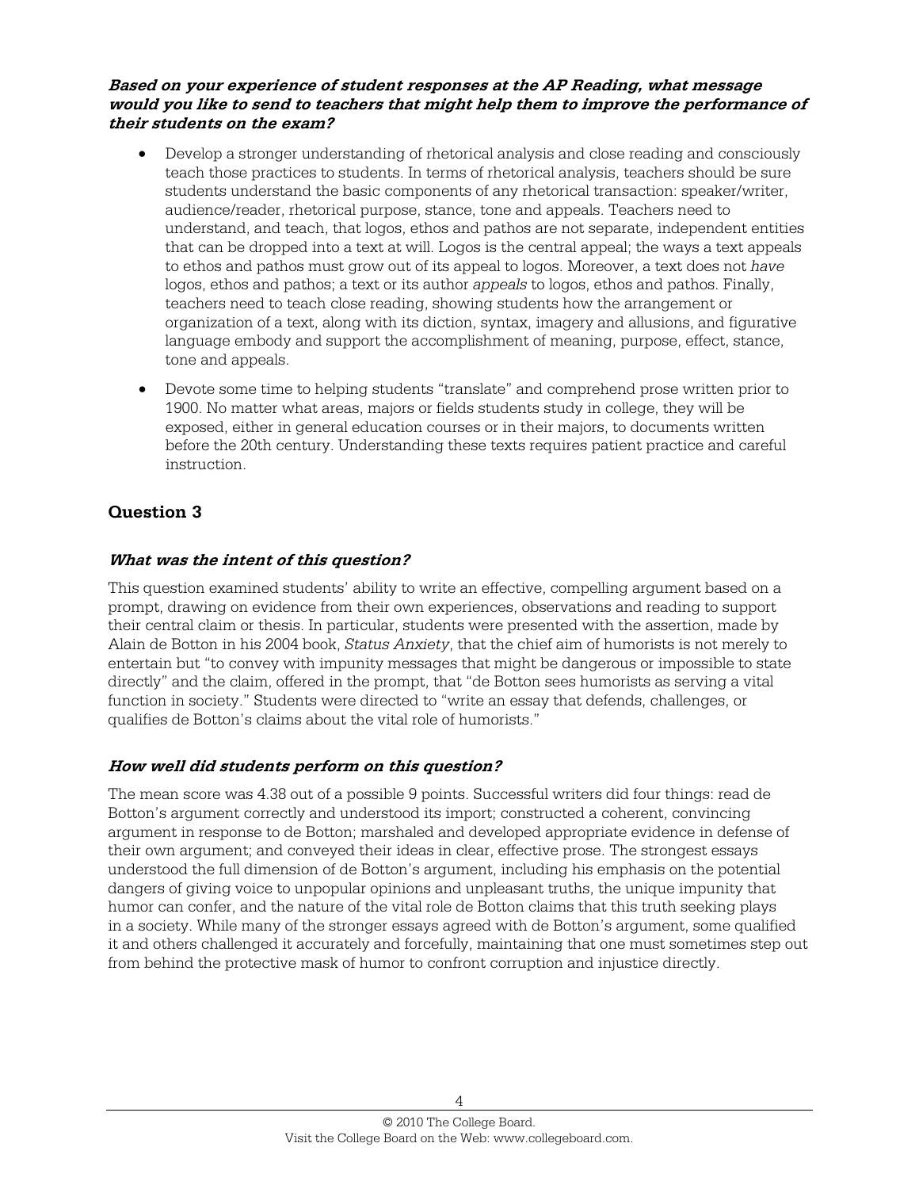***Based on your experience of student responses at the AP Reading, what message would you like to send to teachers that might help them to improve the performance of their students on the exam?***

- Develop a stronger understanding of rhetorical analysis and close reading and consciously teach those practices to students. In terms of rhetorical analysis, teachers should be sure students understand the basic components of any rhetorical transaction: speaker/writer, audience/reader, rhetorical purpose, stance, tone and appeals. Teachers need to understand, and teach, that logos, ethos and pathos are not separate, independent entities that can be dropped into a text at will. Logos is the central appeal; the ways a text appeals to ethos and pathos must grow out of its appeal to logos. Moreover, a text does not *have* logos, ethos and pathos; a text or its author *appeals* to logos, ethos and pathos. Finally, teachers need to teach close reading, showing students how the arrangement or organization of a text, along with its diction, syntax, imagery and allusions, and figurative language embody and support the accomplishment of meaning, purpose, effect, stance, tone and appeals.
- Devote some time to helping students "translate" and comprehend prose written prior to 1900. No matter what areas, majors or fields students study in college, they will be exposed, either in general education courses or in their majors, to documents written before the 20th century. Understanding these texts requires patient practice and careful instruction.

## Question 3

### *What was the intent of this question?*

This question examined students' ability to write an effective, compelling argument based on a prompt, drawing on evidence from their own experiences, observations and reading to support their central claim or thesis. In particular, students were presented with the assertion, made by Alain de Botton in his 2004 book, *Status Anxiety*, that the chief aim of humorists is not merely to entertain but "to convey with impunity messages that might be dangerous or impossible to state directly" and the claim, offered in the prompt, that "de Botton sees humorists as serving a vital function in society." Students were directed to "write an essay that defends, challenges, or qualifies de Botton's claims about the vital role of humorists."

### *How well did students perform on this question?*

The mean score was 4.38 out of a possible 9 points. Successful writers did four things: read de Botton's argument correctly and understood its import; constructed a coherent, convincing argument in response to de Botton; marshaled and developed appropriate evidence in defense of their own argument; and conveyed their ideas in clear, effective prose. The strongest essays understood the full dimension of de Botton's argument, including his emphasis on the potential dangers of giving voice to unpopular opinions and unpleasant truths, the unique impunity that humor can confer, and the nature of the vital role de Botton claims that this truth seeking plays in a society. While many of the stronger essays agreed with de Botton's argument, some qualified it and others challenged it accurately and forcefully, maintaining that one must sometimes step out from behind the protective mask of humor to confront corruption and injustice directly.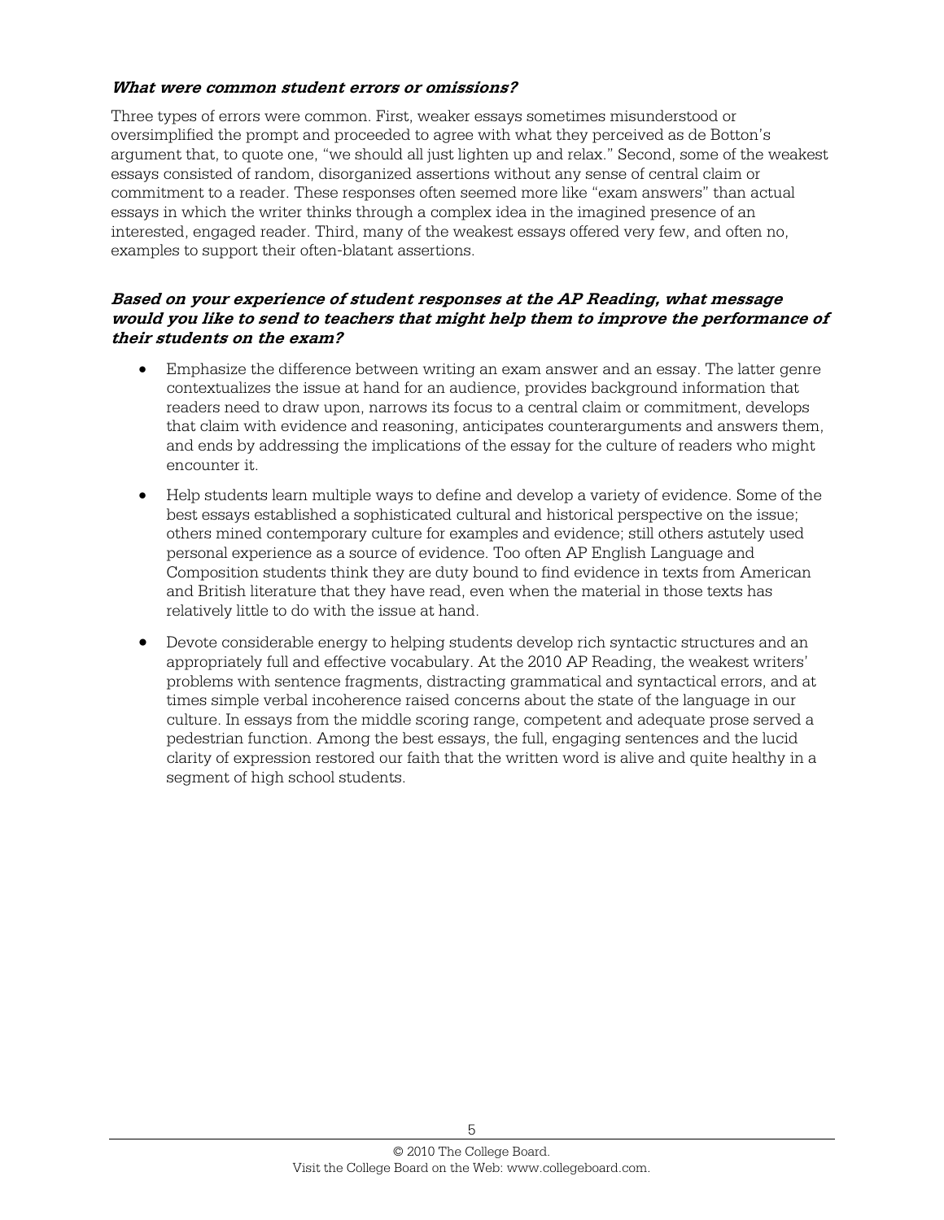### *What were common student errors or omissions?*

Three types of errors were common. First, weaker essays sometimes misunderstood or oversimplified the prompt and proceeded to agree with what they perceived as de Botton's argument that, to quote one, "we should all just lighten up and relax." Second, some of the weakest essays consisted of random, disorganized assertions without any sense of central claim or commitment to a reader. These responses often seemed more like "exam answers" than actual essays in which the writer thinks through a complex idea in the imagined presence of an interested, engaged reader. Third, many of the weakest essays offered very few, and often no, examples to support their often-blatant assertions.

### *Based on your experience of student responses at the AP Reading, what message would you like to send to teachers that might help them to improve the performance of their students on the exam?*

- Emphasize the difference between writing an exam answer and an essay. The latter genre contextualizes the issue at hand for an audience, provides background information that readers need to draw upon, narrows its focus to a central claim or commitment, develops that claim with evidence and reasoning, anticipates counterarguments and answers them, and ends by addressing the implications of the essay for the culture of readers who might encounter it.
- Help students learn multiple ways to define and develop a variety of evidence. Some of the best essays established a sophisticated cultural and historical perspective on the issue; others mined contemporary culture for examples and evidence; still others astutely used personal experience as a source of evidence. Too often AP English Language and Composition students think they are duty bound to find evidence in texts from American and British literature that they have read, even when the material in those texts has relatively little to do with the issue at hand.
- Devote considerable energy to helping students develop rich syntactic structures and an appropriately full and effective vocabulary. At the 2010 AP Reading, the weakest writers' problems with sentence fragments, distracting grammatical and syntactical errors, and at times simple verbal incoherence raised concerns about the state of the language in our culture. In essays from the middle scoring range, competent and adequate prose served a pedestrian function. Among the best essays, the full, engaging sentences and the lucid clarity of expression restored our faith that the written word is alive and quite healthy in a segment of high school students.